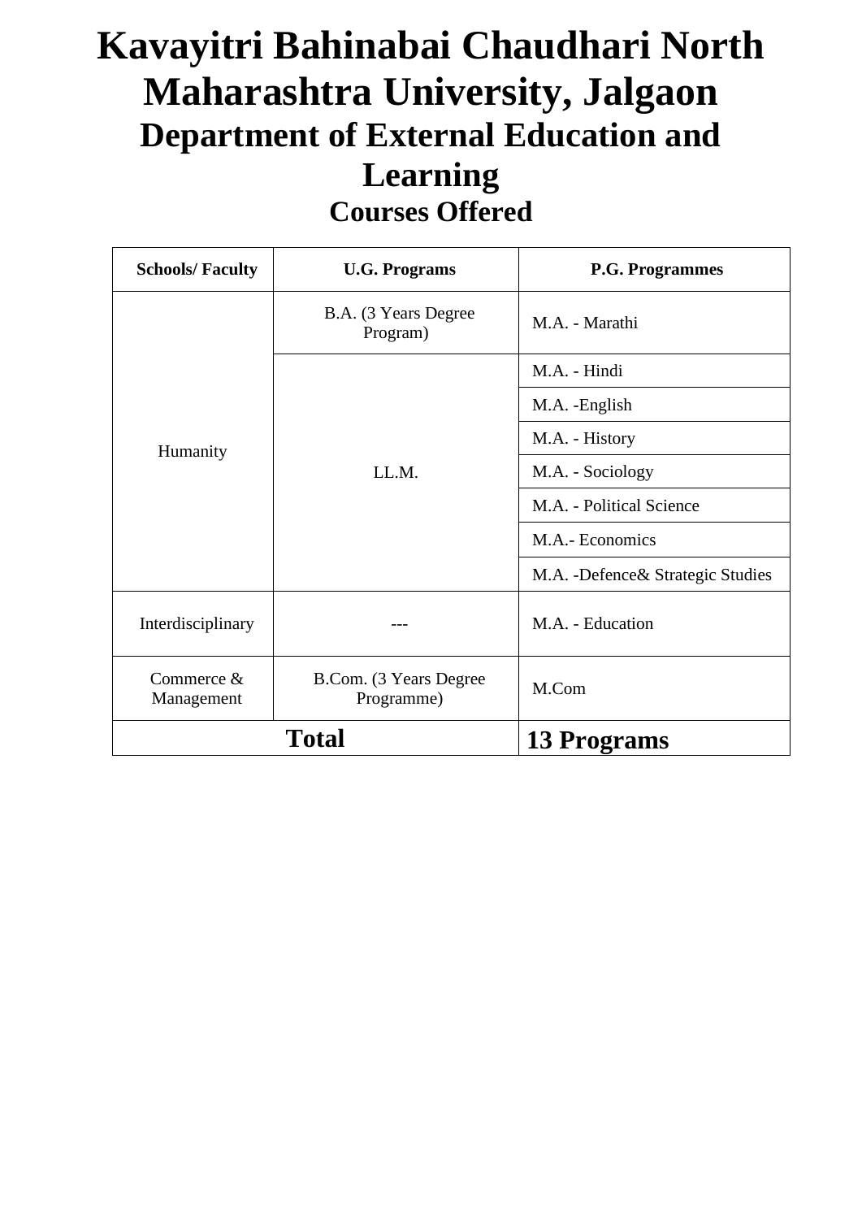# Kavayitri Bahinabai Chaudhari North Maharashtra University, Jalgaon

## Department of External Education and Learning

### Courses Offered

| Schools/ Faculty | U.G. Programs | P.G. Programmes |
|---|---|---|
| Humanity | B.A. (3 Years Degree Program) | M.A. - Marathi |
| | LL.M. | M.A. - Hindi |
| | | M.A. -English |
| | | M.A. - History |
| | | M.A. - Sociology |
| | | M.A. - Political Science |
| | | M.A.- Economics |
| | | M.A. -Defence& Strategic Studies |
| Interdisciplinary | --- | M.A. - Education |
| Commerce & Management | B.Com. (3 Years Degree Programme) | M.Com |
| **Total** | | **13 Programs** |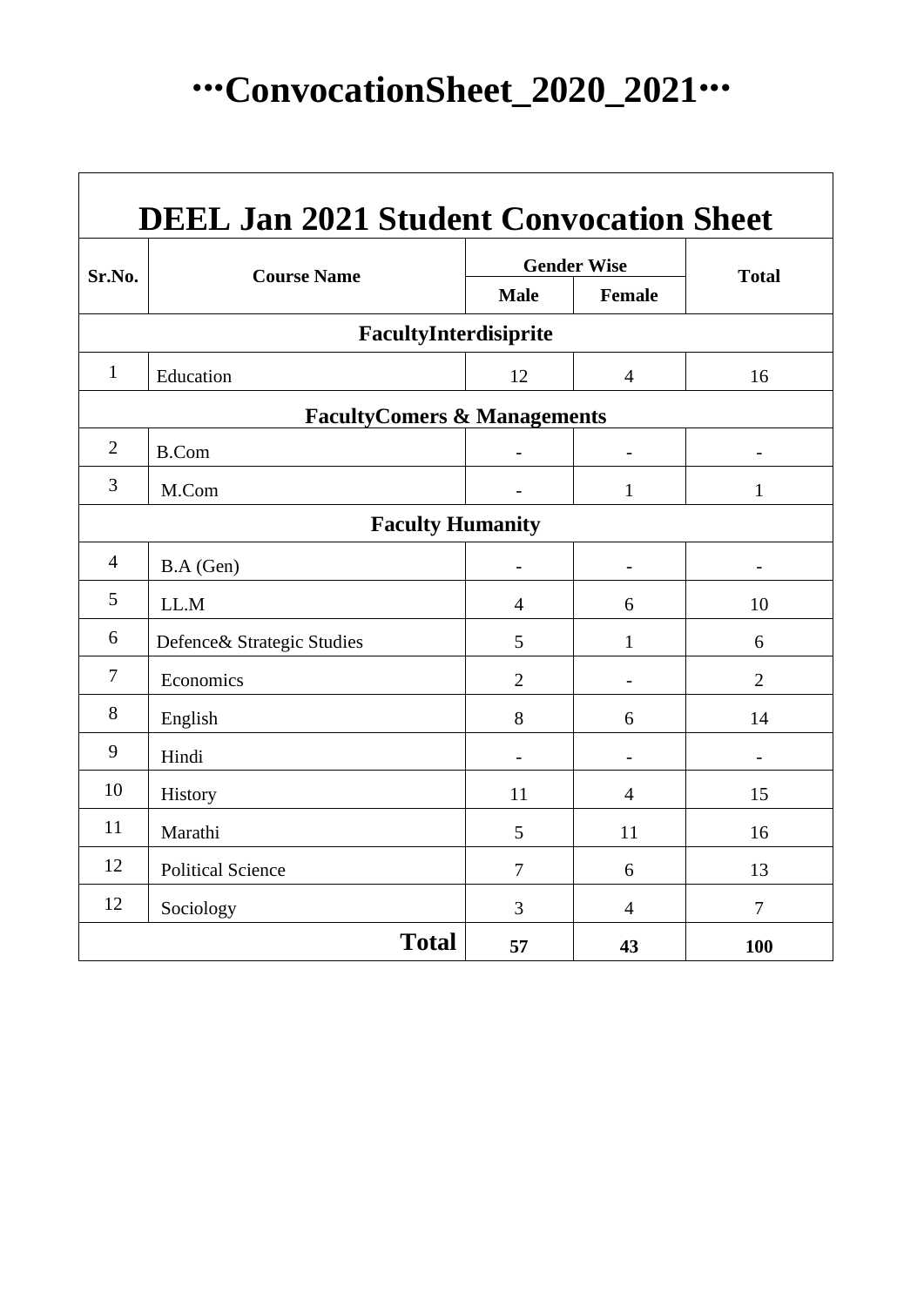# •••ConvocationSheet_2020_2021•••

## DEEL Jan 2021 Student Convocation Sheet

| Sr.No. | Course Name | Gender Wise | | Total |
|---|---|---|---|---|
| | | Male | Female | |
| **FacultyInterdisiprite** | | | | |
| 1 | Education | 12 | 4 | 16 |
| **FacultyComers & Managements** | | | | |
| 2 | B.Com | - | - | - |
| 3 | M.Com | - | 1 | 1 |
| **Faculty Humanity** | | | | |
| 4 | B.A (Gen) | - | - | - |
| 5 | LL.M | 4 | 6 | 10 |
| 6 | Defence& Strategic Studies | 5 | 1 | 6 |
| 7 | Economics | 2 | - | 2 |
| 8 | English | 8 | 6 | 14 |
| 9 | Hindi | - | - | - |
| 10 | History | 11 | 4 | 15 |
| 11 | Marathi | 5 | 11 | 16 |
| 12 | Political Science | 7 | 6 | 13 |
| 12 | Sociology | 3 | 4 | 7 |
| | **Total** | **57** | **43** | **100** |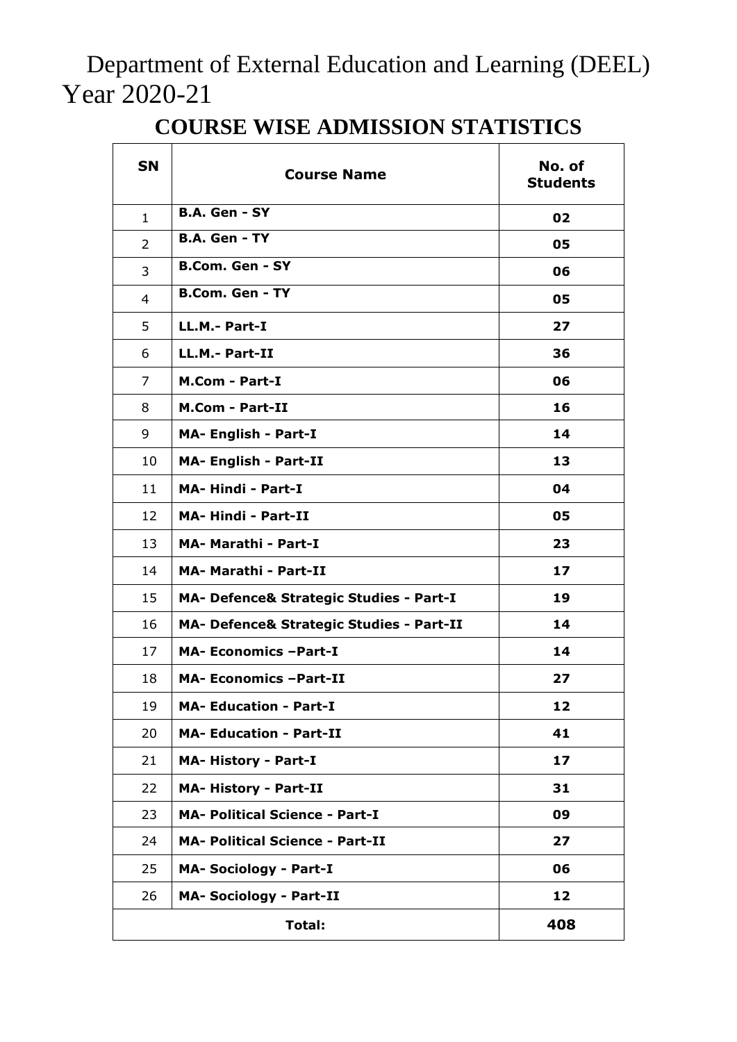# Department of External Education and Learning (DEEL) Year 2020-21

## COURSE WISE ADMISSION STATISTICS

| SN | Course Name | No. of Students |
|---|---|---|
| 1 | **B.A. Gen - SY** | **02** |
| 2 | **B.A. Gen - TY** | **05** |
| 3 | **B.Com. Gen - SY** | **06** |
| 4 | **B.Com. Gen - TY** | **05** |
| 5 | **LL.M.- Part-I** | **27** |
| 6 | **LL.M.- Part-II** | **36** |
| 7 | **M.Com - Part-I** | **06** |
| 8 | **M.Com - Part-II** | **16** |
| 9 | **MA- English - Part-I** | **14** |
| 10 | **MA- English - Part-II** | **13** |
| 11 | **MA- Hindi - Part-I** | **04** |
| 12 | **MA- Hindi - Part-II** | **05** |
| 13 | **MA- Marathi - Part-I** | **23** |
| 14 | **MA- Marathi - Part-II** | **17** |
| 15 | **MA- Defence& Strategic Studies - Part-I** | **19** |
| 16 | **MA- Defence& Strategic Studies - Part-II** | **14** |
| 17 | **MA- Economics –Part-I** | **14** |
| 18 | **MA- Economics –Part-II** | **27** |
| 19 | **MA- Education - Part-I** | **12** |
| 20 | **MA- Education - Part-II** | **41** |
| 21 | **MA- History - Part-I** | **17** |
| 22 | **MA- History - Part-II** | **31** |
| 23 | **MA- Political Science - Part-I** | **09** |
| 24 | **MA- Political Science - Part-II** | **27** |
| 25 | **MA- Sociology - Part-I** | **06** |
| 26 | **MA- Sociology - Part-II** | **12** |
| | **Total:** | **408** |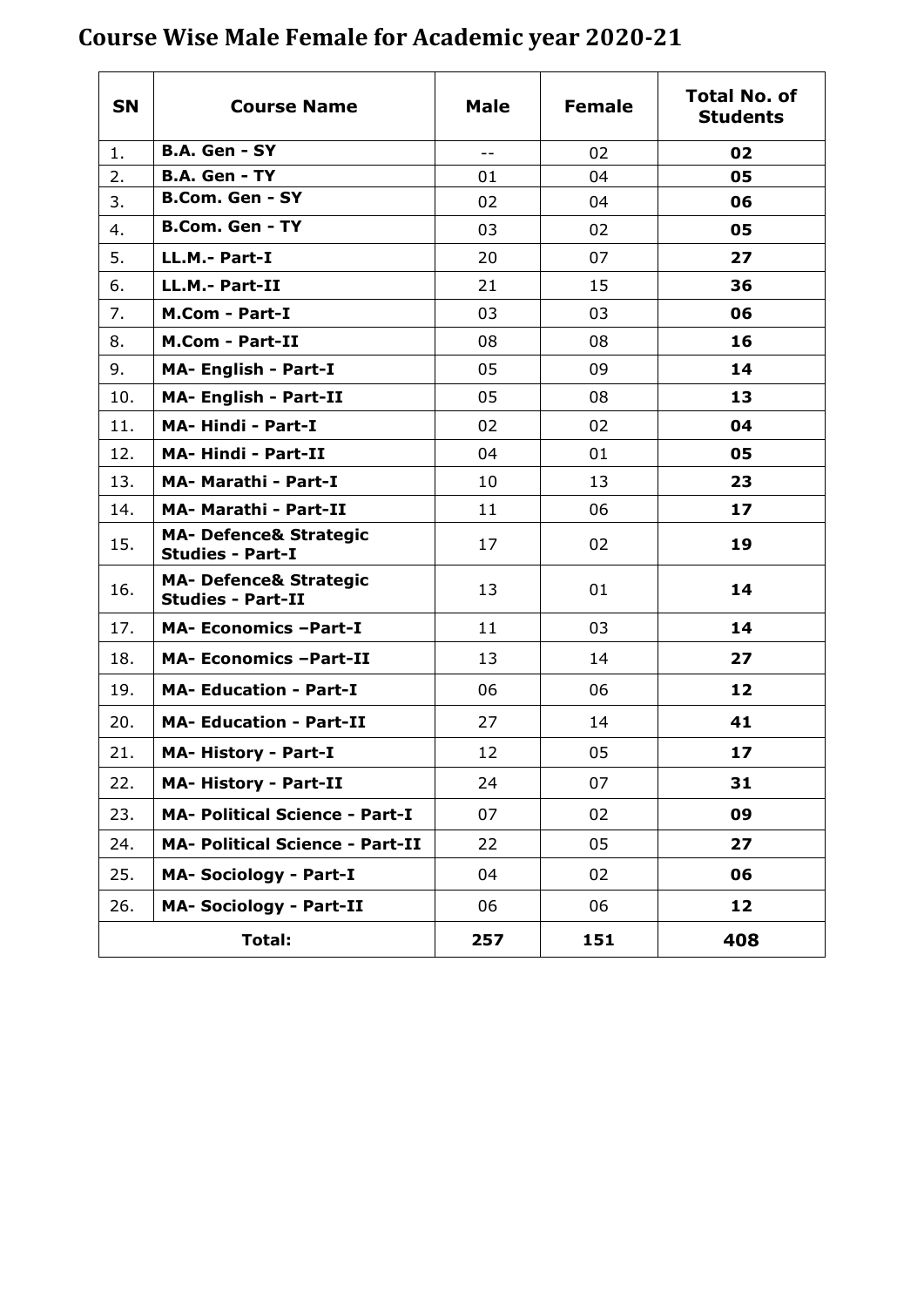# Course Wise Male Female for Academic year 2020-21

| SN | Course Name | Male | Female | Total No. of Students |
|---|---|---|---|---|
| 1. | **B.A. Gen - SY** | -- | 02 | **02** |
| 2. | **B.A. Gen - TY** | 01 | 04 | **05** |
| 3. | **B.Com. Gen - SY** | 02 | 04 | **06** |
| 4. | **B.Com. Gen - TY** | 03 | 02 | **05** |
| 5. | **LL.M.- Part-I** | 20 | 07 | **27** |
| 6. | **LL.M.- Part-II** | 21 | 15 | **36** |
| 7. | **M.Com - Part-I** | 03 | 03 | **06** |
| 8. | **M.Com - Part-II** | 08 | 08 | **16** |
| 9. | **MA- English - Part-I** | 05 | 09 | **14** |
| 10. | **MA- English - Part-II** | 05 | 08 | **13** |
| 11. | **MA- Hindi - Part-I** | 02 | 02 | **04** |
| 12. | **MA- Hindi - Part-II** | 04 | 01 | **05** |
| 13. | **MA- Marathi - Part-I** | 10 | 13 | **23** |
| 14. | **MA- Marathi - Part-II** | 11 | 06 | **17** |
| 15. | **MA- Defence& Strategic Studies - Part-I** | 17 | 02 | **19** |
| 16. | **MA- Defence& Strategic Studies - Part-II** | 13 | 01 | **14** |
| 17. | **MA- Economics –Part-I** | 11 | 03 | **14** |
| 18. | **MA- Economics –Part-II** | 13 | 14 | **27** |
| 19. | **MA- Education - Part-I** | 06 | 06 | **12** |
| 20. | **MA- Education - Part-II** | 27 | 14 | **41** |
| 21. | **MA- History - Part-I** | 12 | 05 | **17** |
| 22. | **MA- History - Part-II** | 24 | 07 | **31** |
| 23. | **MA- Political Science - Part-I** | 07 | 02 | **09** |
| 24. | **MA- Political Science - Part-II** | 22 | 05 | **27** |
| 25. | **MA- Sociology - Part-I** | 04 | 02 | **06** |
| 26. | **MA- Sociology - Part-II** | 06 | 06 | **12** |
| **Total:** | | **257** | **151** | **408** |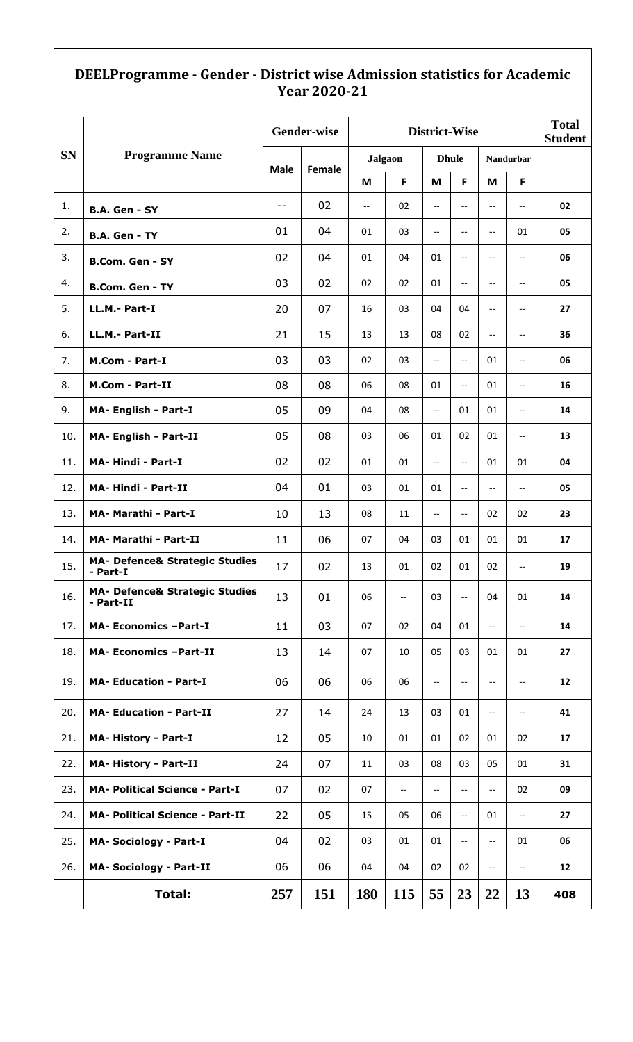## DEELProgramme - Gender - District wise Admission statistics for Academic Year 2020-21

| SN | Programme Name | Gender-wise | | District-Wise | | | | | | Total Student |
|---|---|---|---|---|---|---|---|---|---|---|
| | | Male | Female | Jalgaon | | Dhule | | Nandurbar | | |
| | | | | M | F | M | F | M | F | |
| 1. | B.A. Gen - SY | -- | 02 | -- | 02 | -- | -- | -- | -- | 02 |
| 2. | B.A. Gen - TY | 01 | 04 | 01 | 03 | -- | -- | -- | 01 | 05 |
| 3. | B.Com. Gen - SY | 02 | 04 | 01 | 04 | 01 | -- | -- | -- | 06 |
| 4. | B.Com. Gen - TY | 03 | 02 | 02 | 02 | 01 | -- | -- | -- | 05 |
| 5. | LL.M.- Part-I | 20 | 07 | 16 | 03 | 04 | 04 | -- | -- | 27 |
| 6. | LL.M.- Part-II | 21 | 15 | 13 | 13 | 08 | 02 | -- | -- | 36 |
| 7. | M.Com - Part-I | 03 | 03 | 02 | 03 | -- | -- | 01 | -- | 06 |
| 8. | M.Com - Part-II | 08 | 08 | 06 | 08 | 01 | -- | 01 | -- | 16 |
| 9. | MA- English - Part-I | 05 | 09 | 04 | 08 | -- | 01 | 01 | -- | 14 |
| 10. | MA- English - Part-II | 05 | 08 | 03 | 06 | 01 | 02 | 01 | -- | 13 |
| 11. | MA- Hindi - Part-I | 02 | 02 | 01 | 01 | -- | -- | 01 | 01 | 04 |
| 12. | MA- Hindi - Part-II | 04 | 01 | 03 | 01 | 01 | -- | -- | -- | 05 |
| 13. | MA- Marathi - Part-I | 10 | 13 | 08 | 11 | -- | -- | 02 | 02 | 23 |
| 14. | MA- Marathi - Part-II | 11 | 06 | 07 | 04 | 03 | 01 | 01 | 01 | 17 |
| 15. | MA- Defence& Strategic Studies - Part-I | 17 | 02 | 13 | 01 | 02 | 01 | 02 | -- | 19 |
| 16. | MA- Defence& Strategic Studies - Part-II | 13 | 01 | 06 | -- | 03 | -- | 04 | 01 | 14 |
| 17. | MA- Economics –Part-I | 11 | 03 | 07 | 02 | 04 | 01 | -- | -- | 14 |
| 18. | MA- Economics –Part-II | 13 | 14 | 07 | 10 | 05 | 03 | 01 | 01 | 27 |
| 19. | MA- Education - Part-I | 06 | 06 | 06 | 06 | -- | -- | -- | -- | 12 |
| 20. | MA- Education - Part-II | 27 | 14 | 24 | 13 | 03 | 01 | -- | -- | 41 |
| 21. | MA- History - Part-I | 12 | 05 | 10 | 01 | 01 | 02 | 01 | 02 | 17 |
| 22. | MA- History - Part-II | 24 | 07 | 11 | 03 | 08 | 03 | 05 | 01 | 31 |
| 23. | MA- Political Science - Part-I | 07 | 02 | 07 | -- | -- | -- | -- | 02 | 09 |
| 24. | MA- Political Science - Part-II | 22 | 05 | 15 | 05 | 06 | -- | 01 | -- | 27 |
| 25. | MA- Sociology - Part-I | 04 | 02 | 03 | 01 | 01 | -- | -- | 01 | 06 |
| 26. | MA- Sociology - Part-II | 06 | 06 | 04 | 04 | 02 | 02 | -- | -- | 12 |
| | **Total:** | **257** | **151** | **180** | **115** | **55** | **23** | **22** | **13** | **408** |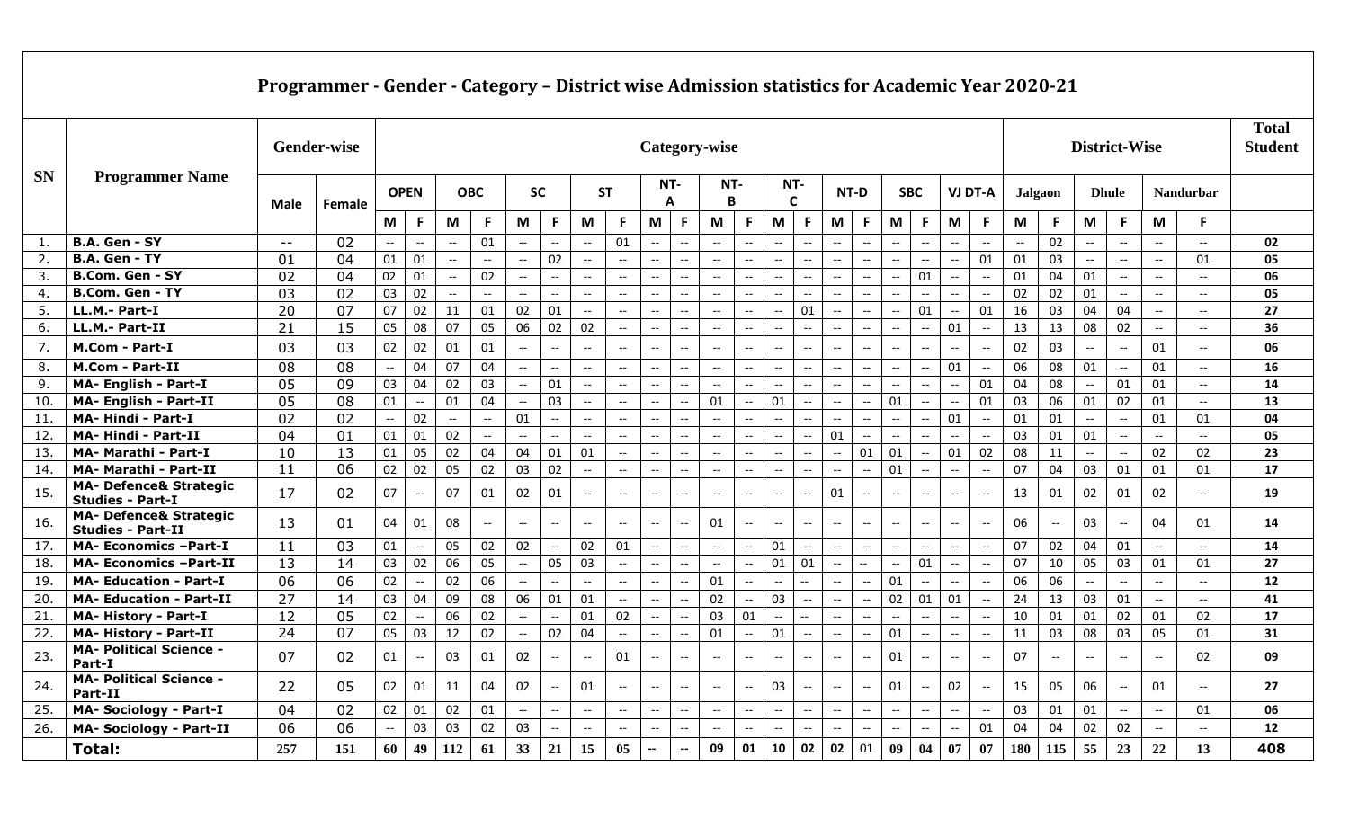# Programmer - Gender - Category – District wise Admission statistics for Academic Year 2020-21

| SN | Programmer Name | Gender-wise | | Category-wise | | | | | | | | | | | | | | | | | | | | District-Wise | | | | | | Total Student |
|---|---|---|---|---|---|---|---|---|---|---|---|---|---|---|---|---|---|---|---|---|---|---|---|---|---|---|---|---|---|---|
| | | Male | Female | OPEN | | OBC | | SC | | ST | | NT-A | | NT-B | | NT-C | | NT-D | | SBC | | VJ DT-A | | Jalgaon | | Dhule | | Nandurbar | | |
| | | | | M | F | M | F | M | F | M | F | M | F | M | F | M | F | M | F | M | F | M | F | M | F | M | F | M | F | |
| 1. | B.A. Gen - SY | -- | 02 | -- | -- | -- | 01 | -- | -- | -- | 01 | -- | -- | -- | -- | -- | -- | -- | -- | -- | -- | -- | -- | -- | 02 | -- | -- | -- | -- | 02 |
| 2. | B.A. Gen - TY | 01 | 04 | 01 | 01 | -- | -- | -- | 02 | -- | -- | -- | -- | -- | -- | -- | -- | -- | -- | -- | -- | -- | 01 | 01 | 03 | -- | -- | -- | 01 | 05 |
| 3. | B.Com. Gen - SY | 02 | 04 | 02 | 01 | -- | 02 | -- | -- | -- | -- | -- | -- | -- | -- | -- | -- | -- | -- | -- | 01 | -- | -- | 01 | 04 | 01 | -- | -- | -- | 06 |
| 4. | B.Com. Gen - TY | 03 | 02 | 03 | 02 | -- | -- | -- | -- | -- | -- | -- | -- | -- | -- | -- | -- | -- | -- | -- | -- | -- | -- | 02 | 02 | 01 | -- | -- | -- | 05 |
| 5. | LL.M.- Part-I | 20 | 07 | 07 | 02 | 11 | 01 | 02 | 01 | -- | -- | -- | -- | -- | -- | -- | 01 | -- | -- | -- | 01 | -- | 01 | 16 | 03 | 04 | 04 | -- | -- | 27 |
| 6. | LL.M.- Part-II | 21 | 15 | 05 | 08 | 07 | 05 | 06 | 02 | 02 | -- | -- | -- | -- | -- | -- | -- | -- | -- | -- | -- | 01 | -- | 13 | 13 | 08 | 02 | -- | -- | 36 |
| 7. | M.Com - Part-I | 03 | 03 | 02 | 02 | 01 | 01 | -- | -- | -- | -- | -- | -- | -- | -- | -- | -- | -- | -- | -- | -- | -- | -- | 02 | 03 | -- | -- | 01 | -- | 06 |
| 8. | M.Com - Part-II | 08 | 08 | -- | 04 | 07 | 04 | -- | -- | -- | -- | -- | -- | -- | -- | -- | -- | -- | -- | -- | -- | 01 | -- | 06 | 08 | 01 | -- | 01 | -- | 16 |
| 9. | MA- English - Part-I | 05 | 09 | 03 | 04 | 02 | 03 | -- | 01 | -- | -- | -- | -- | -- | -- | -- | -- | -- | -- | -- | -- | -- | 01 | 04 | 08 | -- | 01 | 01 | -- | 14 |
| 10. | MA- English - Part-II | 05 | 08 | 01 | -- | 01 | 04 | -- | 03 | -- | -- | -- | -- | 01 | -- | 01 | -- | -- | -- | 01 | -- | -- | 01 | 03 | 06 | 01 | 02 | 01 | -- | 13 |
| 11. | MA- Hindi - Part-I | 02 | 02 | -- | 02 | -- | -- | 01 | -- | -- | -- | -- | -- | -- | -- | -- | -- | -- | -- | -- | -- | 01 | -- | 01 | 01 | -- | -- | 01 | 01 | 04 |
| 12. | MA- Hindi - Part-II | 04 | 01 | 01 | 01 | 02 | -- | -- | -- | -- | -- | -- | -- | -- | -- | -- | -- | 01 | -- | -- | -- | -- | -- | 03 | 01 | 01 | -- | -- | -- | 05 |
| 13. | MA- Marathi - Part-I | 10 | 13 | 01 | 05 | 02 | 04 | 04 | 01 | 01 | -- | -- | -- | -- | -- | -- | -- | -- | 01 | 01 | -- | 01 | 02 | 08 | 11 | -- | -- | 02 | 02 | 23 |
| 14. | MA- Marathi - Part-II | 11 | 06 | 02 | 02 | 05 | 02 | 03 | 02 | -- | -- | -- | -- | -- | -- | -- | -- | -- | -- | 01 | -- | -- | -- | 07 | 04 | 03 | 01 | 01 | 01 | 17 |
| 15. | MA- Defence& Strategic Studies - Part-I | 17 | 02 | 07 | -- | 07 | 01 | 02 | 01 | -- | -- | -- | -- | -- | -- | -- | -- | 01 | -- | -- | -- | -- | -- | 13 | 01 | 02 | 01 | 02 | -- | 19 |
| 16. | MA- Defence& Strategic Studies - Part-II | 13 | 01 | 04 | 01 | 08 | -- | -- | -- | -- | -- | -- | -- | 01 | -- | -- | -- | -- | -- | -- | -- | -- | -- | 06 | -- | 03 | -- | 04 | 01 | 14 |
| 17. | MA- Economics –Part-I | 11 | 03 | 01 | -- | 05 | 02 | 02 | -- | 02 | 01 | -- | -- | -- | -- | 01 | -- | -- | -- | -- | -- | -- | -- | 07 | 02 | 04 | 01 | -- | -- | 14 |
| 18. | MA- Economics –Part-II | 13 | 14 | 03 | 02 | 06 | 05 | -- | 05 | 03 | -- | -- | -- | -- | -- | 01 | 01 | -- | -- | -- | 01 | -- | -- | 07 | 10 | 05 | 03 | 01 | 01 | 27 |
| 19. | MA- Education - Part-I | 06 | 06 | 02 | -- | 02 | 06 | -- | -- | -- | -- | -- | -- | 01 | -- | -- | -- | -- | -- | 01 | -- | -- | -- | 06 | 06 | -- | -- | -- | -- | 12 |
| 20. | MA- Education - Part-II | 27 | 14 | 03 | 04 | 09 | 08 | 06 | 01 | 01 | -- | -- | -- | 02 | -- | 03 | -- | -- | -- | 02 | 01 | 01 | -- | 24 | 13 | 03 | 01 | -- | -- | 41 |
| 21. | MA- History - Part-I | 12 | 05 | 02 | -- | 06 | 02 | -- | -- | 01 | 02 | -- | -- | 03 | 01 | -- | -- | -- | -- | -- | -- | -- | -- | 10 | 01 | 01 | 02 | 01 | 02 | 17 |
| 22. | MA- History - Part-II | 24 | 07 | 05 | 03 | 12 | 02 | -- | 02 | 04 | -- | -- | -- | 01 | -- | 01 | -- | -- | -- | 01 | -- | -- | -- | 11 | 03 | 08 | 03 | 05 | 01 | 31 |
| 23. | MA- Political Science - Part-I | 07 | 02 | 01 | -- | 03 | 01 | 02 | -- | -- | 01 | -- | -- | -- | -- | -- | -- | -- | -- | 01 | -- | -- | -- | 07 | -- | -- | -- | -- | 02 | 09 |
| 24. | MA- Political Science - Part-II | 22 | 05 | 02 | 01 | 11 | 04 | 02 | -- | 01 | -- | -- | -- | -- | -- | 03 | -- | -- | -- | 01 | -- | 02 | -- | 15 | 05 | 06 | -- | 01 | -- | 27 |
| 25. | MA- Sociology - Part-I | 04 | 02 | 02 | 01 | 02 | 01 | -- | -- | -- | -- | -- | -- | -- | -- | -- | -- | -- | -- | -- | -- | -- | -- | 03 | 01 | 01 | -- | -- | 01 | 06 |
| 26. | MA- Sociology - Part-II | 06 | 06 | -- | 03 | 03 | 02 | 03 | -- | -- | -- | -- | -- | -- | -- | -- | -- | -- | -- | -- | -- | -- | 01 | 04 | 04 | 02 | 02 | -- | -- | 12 |
| | **Total:** | **257** | **151** | **60** | **49** | **112** | **61** | **33** | **21** | **15** | **05** | **--** | **--** | **09** | **01** | **10** | **02** | **02** | 01 | **09** | **04** | **07** | **07** | **180** | **115** | **55** | **23** | **22** | **13** | **408** |